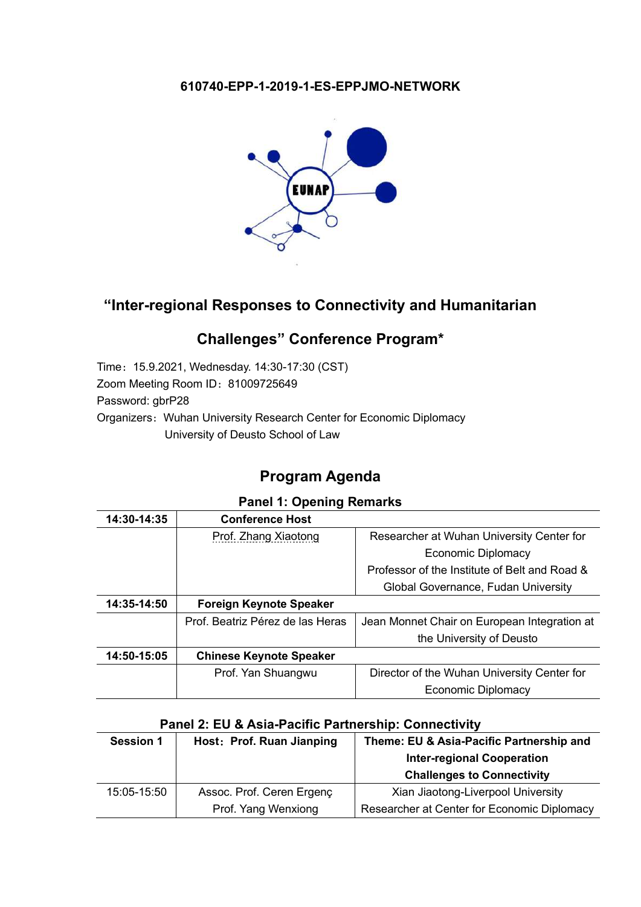**610740-EPP-1-2019-1-ES-EPPJMO-NETWORK**

# "Inter-regional Responses to Connectivity and Humanitarian Challenges" Conference Program*

Time：15.9.2021, Wednesday. 14:30-17:30 (CST)
Zoom Meeting Room ID：81009725649
Password: gbrP28
Organizers：Wuhan University Research Center for Economic Diplomacy
University of Deusto School of Law

## Program Agenda

### Panel 1: Opening Remarks

| 14:30-14:35 | **Conference Host** | |
|---|---|---|
| | Prof. Zhang Xiaotong | Researcher at Wuhan University Center for Economic Diplomacy<br>Professor of the Institute of Belt and Road & Global Governance, Fudan University |
| **14:35-14:50** | **Foreign Keynote Speaker** | |
| | Prof. Beatriz Pérez de las Heras | Jean Monnet Chair on European Integration at the University of Deusto |
| **14:50-15:05** | **Chinese Keynote Speaker** | |
| | Prof. Yan Shuangwu | Director of the Wuhan University Center for Economic Diplomacy |

### Panel 2: EU & Asia-Pacific Partnership: Connectivity

| Session 1 | Host：Prof. Ruan Jianping | Theme: EU & Asia-Pacific Partnership and Inter-regional Cooperation Challenges to Connectivity |
|---|---|---|
| 15:05-15:50 | Assoc. Prof. Ceren Ergenç<br>Prof. Yang Wenxiong | Xian Jiaotong-Liverpool University<br>Researcher at Center for Economic Diplomacy |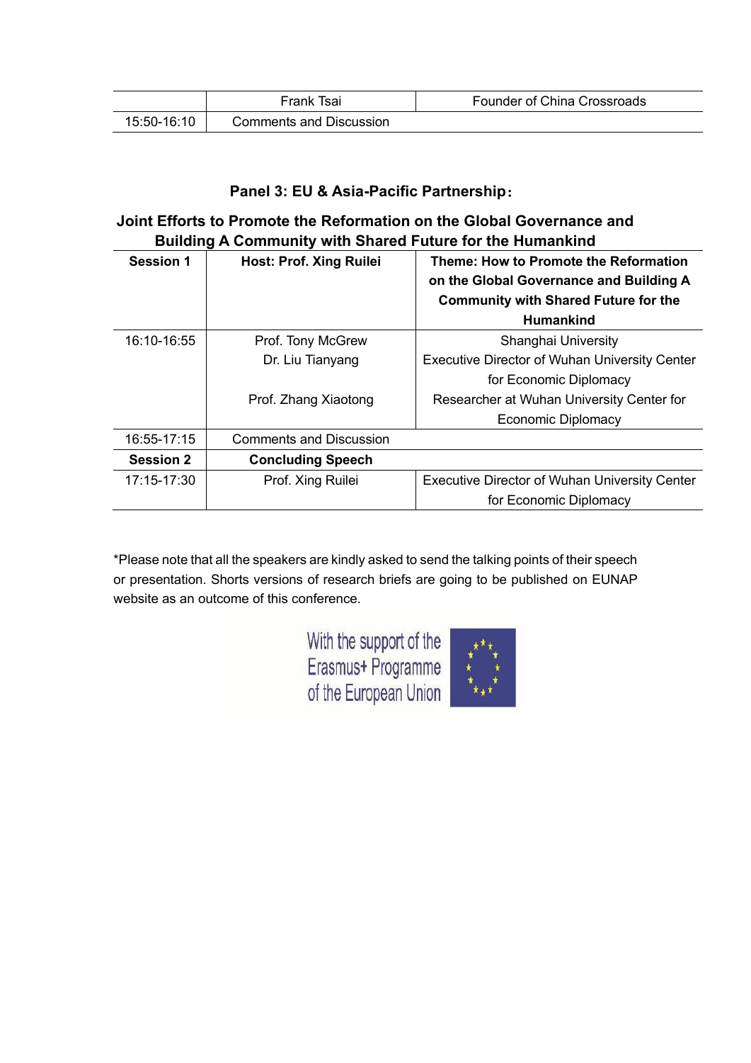| | | |
|---|---|---|
| | Frank Tsai | Founder of China Crossroads |
| 15:50-16:10 | Comments and Discussion | |

### Panel 3: EU & Asia-Pacific Partnership：

### Joint Efforts to Promote the Reformation on the Global Governance and Building A Community with Shared Future for the Humankind

| **Session 1** | **Host: Prof. Xing Ruilei** | **Theme: How to Promote the Reformation on the Global Governance and Building A Community with Shared Future for the Humankind** |
|---|---|---|
| 16:10-16:55 | Prof. Tony McGrew<br>Dr. Liu Tianyang<br><br>Prof. Zhang Xiaotong | Shanghai University<br>Executive Director of Wuhan University Center for Economic Diplomacy<br>Researcher at Wuhan University Center for Economic Diplomacy |
| 16:55-17:15 | Comments and Discussion | |
| **Session 2** | **Concluding Speech** | |
| 17:15-17:30 | Prof. Xing Ruilei | Executive Director of Wuhan University Center for Economic Diplomacy |

*Please note that all the speakers are kindly asked to send the talking points of their speech or presentation. Shorts versions of research briefs are going to be published on EUNAP website as an outcome of this conference.

With the support of the Erasmus+ Programme of the European Union